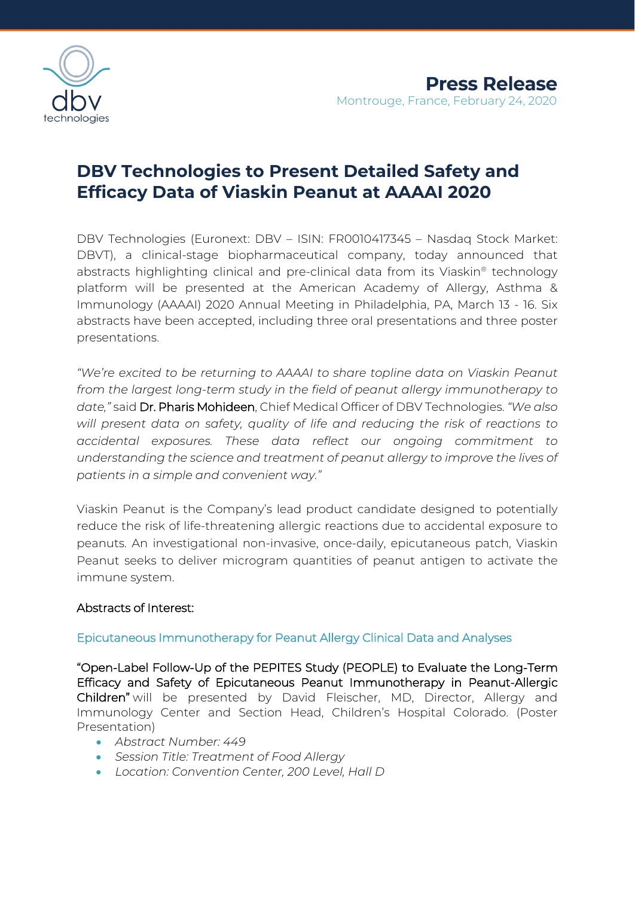**Press Release**

Montrouge, France, February 24, 2020

# DBV Technologies to Present Detailed Safety and Efficacy Data of Viaskin Peanut at AAAAI 2020

DBV Technologies (Euronext: DBV – ISIN: FR0010417345 – Nasdaq Stock Market: DBVT), a clinical-stage biopharmaceutical company, today announced that abstracts highlighting clinical and pre-clinical data from its Viaskin® technology platform will be presented at the American Academy of Allergy, Asthma & Immunology (AAAAI) 2020 Annual Meeting in Philadelphia, PA, March 13 - 16. Six abstracts have been accepted, including three oral presentations and three poster presentations.

*"We're excited to be returning to AAAAI to share topline data on Viaskin Peanut from the largest long-term study in the field of peanut allergy immunotherapy to date,"* said Dr. Pharis Mohideen, Chief Medical Officer of DBV Technologies. *"We also will present data on safety, quality of life and reducing the risk of reactions to accidental exposures. These data reflect our ongoing commitment to understanding the science and treatment of peanut allergy to improve the lives of patients in a simple and convenient way."*

Viaskin Peanut is the Company's lead product candidate designed to potentially reduce the risk of life-threatening allergic reactions due to accidental exposure to peanuts. An investigational non-invasive, once-daily, epicutaneous patch, Viaskin Peanut seeks to deliver microgram quantities of peanut antigen to activate the immune system.

Abstracts of Interest:

## Epicutaneous Immunotherapy for Peanut Allergy Clinical Data and Analyses

"Open-Label Follow-Up of the PEPITES Study (PEOPLE) to Evaluate the Long-Term Efficacy and Safety of Epicutaneous Peanut Immunotherapy in Peanut-Allergic Children" will be presented by David Fleischer, MD, Director, Allergy and Immunology Center and Section Head, Children's Hospital Colorado. (Poster Presentation)

- *Abstract Number: 449*
- *Session Title: Treatment of Food Allergy*
- *Location: Convention Center, 200 Level, Hall D*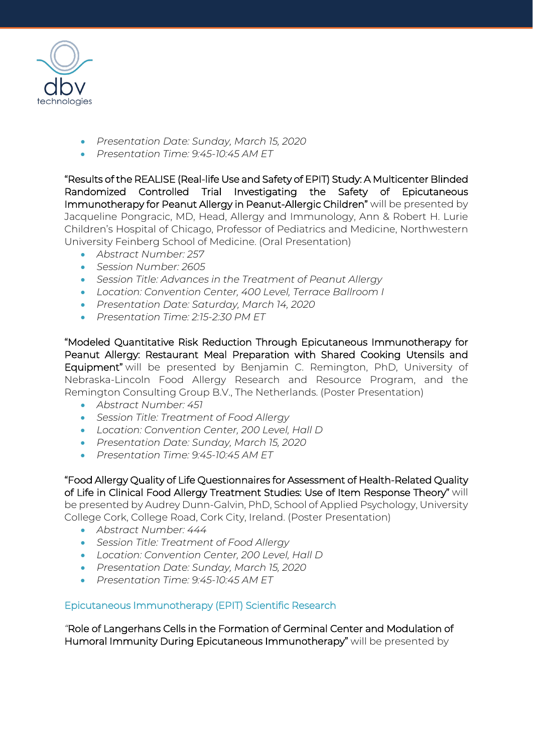- *Presentation Date: Sunday, March 15, 2020*
- *Presentation Time: 9:45-10:45 AM ET*

"Results of the REALISE (Real-life Use and Safety of EPIT) Study: A Multicenter Blinded Randomized Controlled Trial Investigating the Safety of Epicutaneous Immunotherapy for Peanut Allergy in Peanut-Allergic Children" will be presented by Jacqueline Pongracic, MD, Head, Allergy and Immunology, Ann & Robert H. Lurie Children's Hospital of Chicago, Professor of Pediatrics and Medicine, Northwestern University Feinberg School of Medicine. (Oral Presentation)

- *Abstract Number: 257*
- *Session Number: 2605*
- *Session Title: Advances in the Treatment of Peanut Allergy*
- *Location: Convention Center, 400 Level, Terrace Ballroom I*
- *Presentation Date: Saturday, March 14, 2020*
- *Presentation Time: 2:15-2:30 PM ET*

"Modeled Quantitative Risk Reduction Through Epicutaneous Immunotherapy for Peanut Allergy: Restaurant Meal Preparation with Shared Cooking Utensils and Equipment" will be presented by Benjamin C. Remington, PhD, University of Nebraska-Lincoln Food Allergy Research and Resource Program, and the Remington Consulting Group B.V., The Netherlands. (Poster Presentation)

- *Abstract Number: 451*
- *Session Title: Treatment of Food Allergy*
- *Location: Convention Center, 200 Level, Hall D*
- *Presentation Date: Sunday, March 15, 2020*
- *Presentation Time: 9:45-10:45 AM ET*

"Food Allergy Quality of Life Questionnaires for Assessment of Health-Related Quality of Life in Clinical Food Allergy Treatment Studies: Use of Item Response Theory" will be presented by Audrey Dunn-Galvin, PhD, School of Applied Psychology, University College Cork, College Road, Cork City, Ireland. (Poster Presentation)

- *Abstract Number: 444*
- *Session Title: Treatment of Food Allergy*
- *Location: Convention Center, 200 Level, Hall D*
- *Presentation Date: Sunday, March 15, 2020*
- *Presentation Time: 9:45-10:45 AM ET*

## Epicutaneous Immunotherapy (EPIT) Scientific Research

"Role of Langerhans Cells in the Formation of Germinal Center and Modulation of Humoral Immunity During Epicutaneous Immunotherapy" will be presented by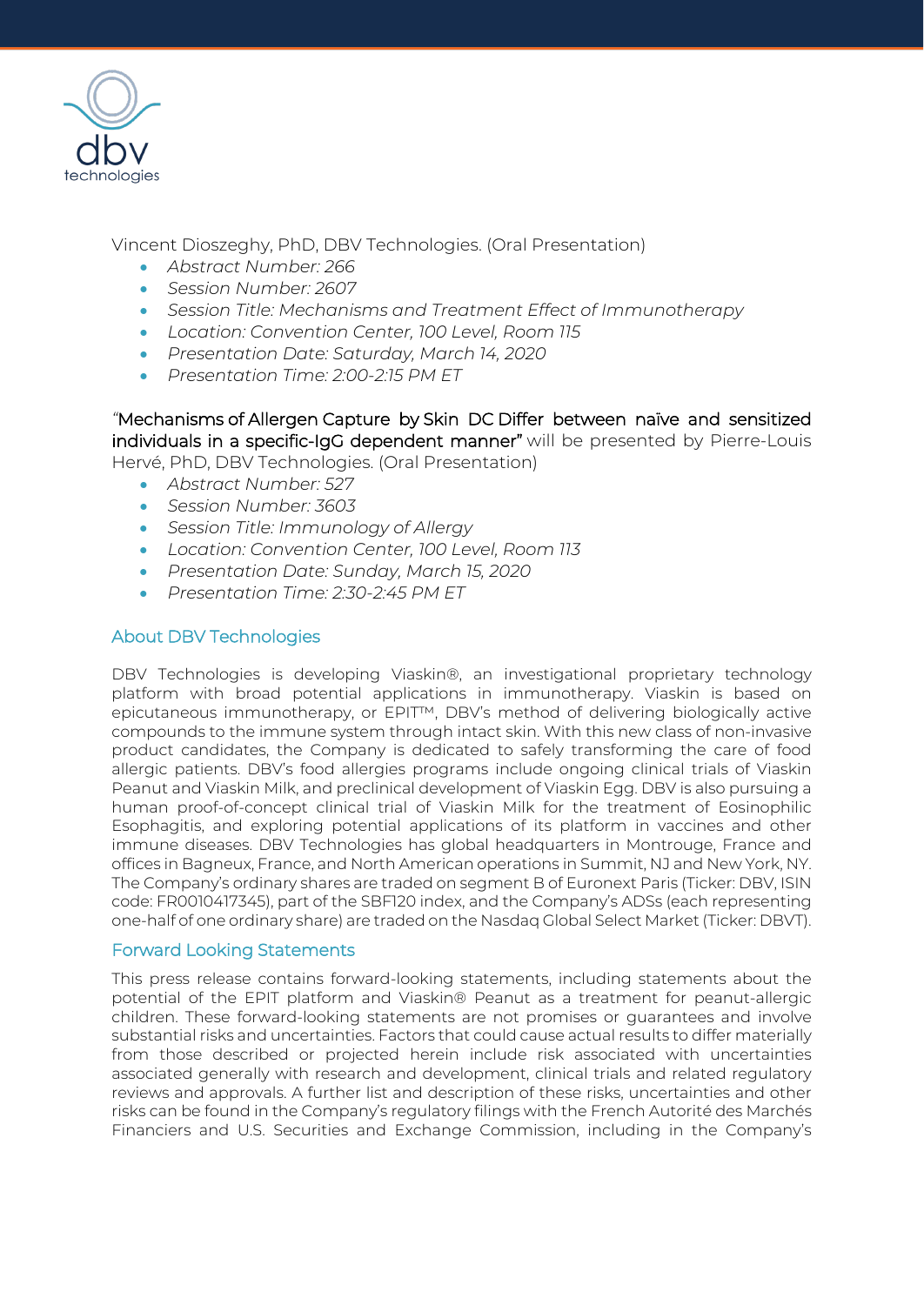Vincent Dioszeghy, PhD, DBV Technologies. (Oral Presentation)

- *Abstract Number: 266*
- *Session Number: 2607*
- *Session Title: Mechanisms and Treatment Effect of Immunotherapy*
- *Location: Convention Center, 100 Level, Room 115*
- *Presentation Date: Saturday, March 14, 2020*
- *Presentation Time: 2:00-2:15 PM ET*

"**Mechanisms of Allergen Capture by Skin DC Differ between naïve and sensitized individuals in a specific-IgG dependent manner"** will be presented by Pierre-Louis Hervé, PhD, DBV Technologies. (Oral Presentation)

- *Abstract Number: 527*
- *Session Number: 3603*
- *Session Title: Immunology of Allergy*
- *Location: Convention Center, 100 Level, Room 113*
- *Presentation Date: Sunday, March 15, 2020*
- *Presentation Time: 2:30-2:45 PM ET*

## About DBV Technologies

DBV Technologies is developing Viaskin®, an investigational proprietary technology platform with broad potential applications in immunotherapy. Viaskin is based on epicutaneous immunotherapy, or EPIT™, DBV's method of delivering biologically active compounds to the immune system through intact skin. With this new class of non-invasive product candidates, the Company is dedicated to safely transforming the care of food allergic patients. DBV's food allergies programs include ongoing clinical trials of Viaskin Peanut and Viaskin Milk, and preclinical development of Viaskin Egg. DBV is also pursuing a human proof-of-concept clinical trial of Viaskin Milk for the treatment of Eosinophilic Esophagitis, and exploring potential applications of its platform in vaccines and other immune diseases. DBV Technologies has global headquarters in Montrouge, France and offices in Bagneux, France, and North American operations in Summit, NJ and New York, NY. The Company's ordinary shares are traded on segment B of Euronext Paris (Ticker: DBV, ISIN code: FR0010417345), part of the SBF120 index, and the Company's ADSs (each representing one-half of one ordinary share) are traded on the Nasdaq Global Select Market (Ticker: DBVT).

## Forward Looking Statements

This press release contains forward-looking statements, including statements about the potential of the EPIT platform and Viaskin® Peanut as a treatment for peanut-allergic children. These forward-looking statements are not promises or guarantees and involve substantial risks and uncertainties. Factors that could cause actual results to differ materially from those described or projected herein include risk associated with uncertainties associated generally with research and development, clinical trials and related regulatory reviews and approvals. A further list and description of these risks, uncertainties and other risks can be found in the Company's regulatory filings with the French Autorité des Marchés Financiers and U.S. Securities and Exchange Commission, including in the Company's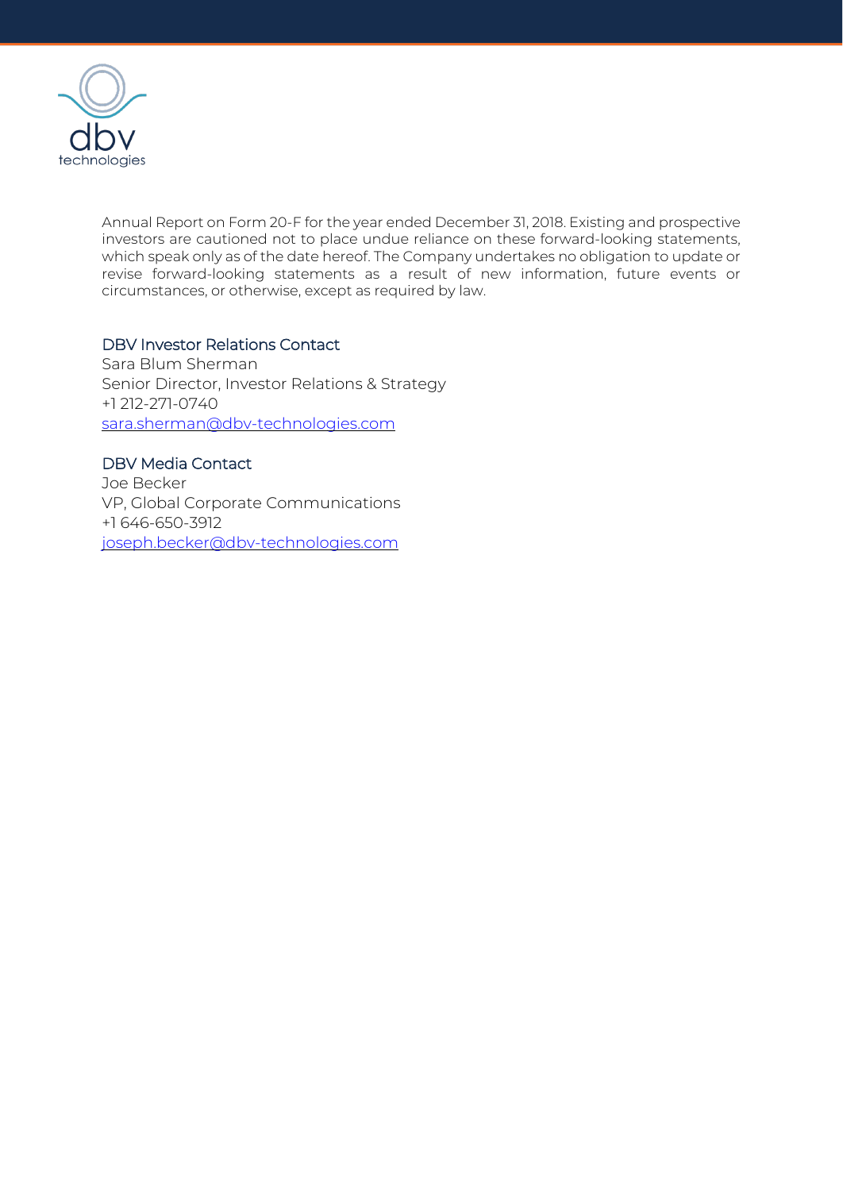Annual Report on Form 20-F for the year ended December 31, 2018. Existing and prospective investors are cautioned not to place undue reliance on these forward-looking statements, which speak only as of the date hereof. The Company undertakes no obligation to update or revise forward-looking statements as a result of new information, future events or circumstances, or otherwise, except as required by law.

**DBV Investor Relations Contact**
Sara Blum Sherman
Senior Director, Investor Relations & Strategy
+1 212-271-0740
sara.sherman@dbv-technologies.com

**DBV Media Contact**
Joe Becker
VP, Global Corporate Communications
+1 646-650-3912
joseph.becker@dbv-technologies.com